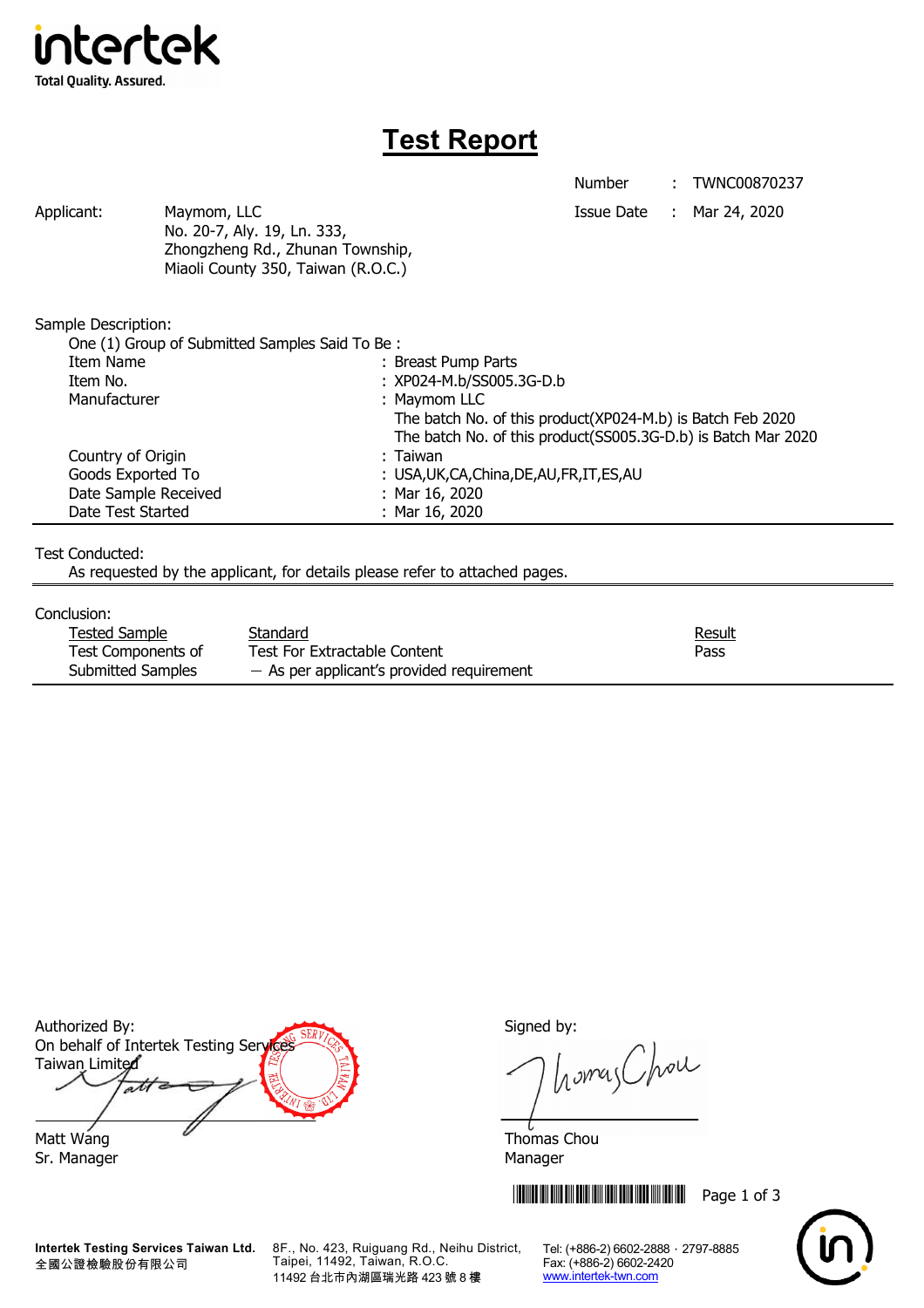intertek

Total Quality. Assured.

# Test Report

Number : TWNC00870237

Issue Date : Mar 24, 2020

Applicant: Maymom, LLC
No. 20-7, Aly. 19, Ln. 333,
Zhongzheng Rd., Zhunan Township,
Miaoli County 350, Taiwan (R.O.C.)

Sample Description:

One (1) Group of Submitted Samples Said To Be :

| | |
|---|---|
| Item Name | : Breast Pump Parts |
| Item No. | : XP024-M.b/SS005.3G-D.b |
| Manufacturer | : Maymom LLC<br>The batch No. of this product(XP024-M.b) is Batch Feb 2020<br>The batch No. of this product(SS005.3G-D.b) is Batch Mar 2020 |
| Country of Origin | : Taiwan |
| Goods Exported To | : USA,UK,CA,China,DE,AU,FR,IT,ES,AU |
| Date Sample Received | : Mar 16, 2020 |
| Date Test Started | : Mar 16, 2020 |

Test Conducted:

As requested by the applicant, for details please refer to attached pages.

Conclusion:

| Tested Sample | Standard | Result |
|---|---|---|
| Test Components of Submitted Samples | Test For Extractable Content<br>— As per applicant's provided requirement | Pass |

Authorized By:
On behalf of Intertek Testing Services Taiwan Limited

Matt Wang
Sr. Manager

Signed by:

Thomas Chou
Manager

**Intertek Testing Services Taiwan Ltd.**
全國公證檢驗股份有限公司

8F., No. 423, Ruiguang Rd., Neihu District, Taipei, 11492, Taiwan, R.O.C.
11492 台北市內湖區瑞光路 423 號 8 樓

Tel: (+886-2) 6602-2888 · 2797-8885
Fax: (+886-2) 6602-2420
www.intertek-twn.com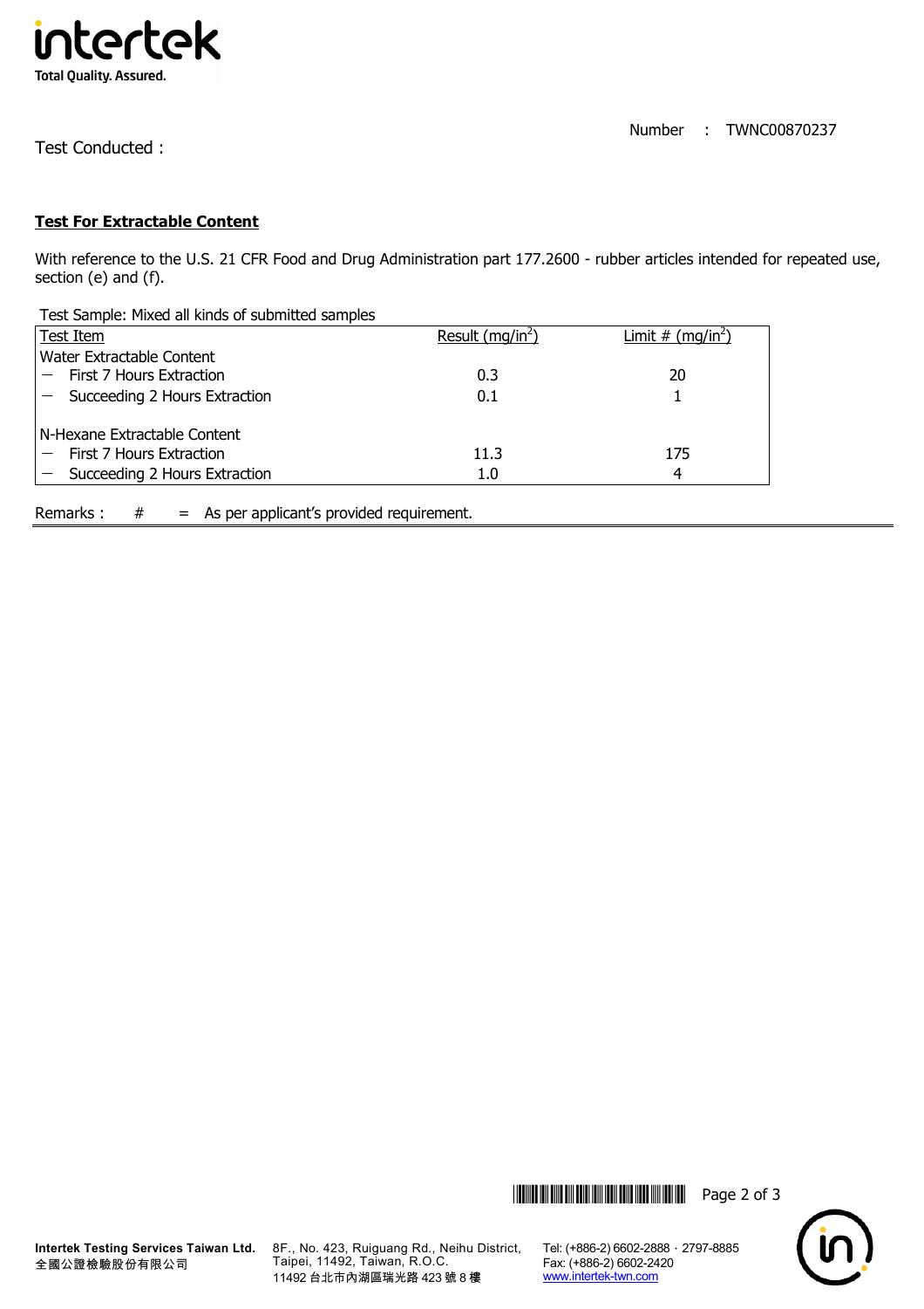Number : TWNC00870237

Test Conducted :

## Test For Extractable Content

With reference to the U.S. 21 CFR Food and Drug Administration part 177.2600 - rubber articles intended for repeated use, section (e) and (f).

Test Sample: Mixed all kinds of submitted samples

| Test Item | Result (mg/in$^2$) | Limit # (mg/in$^2$) |
|---|---|---|
| Water Extractable Content | | |
| — First 7 Hours Extraction | 0.3 | 20 |
| — Succeeding 2 Hours Extraction | 0.1 | 1 |
| N-Hexane Extractable Content | | |
| — First 7 Hours Extraction | 11.3 | 175 |
| — Succeeding 2 Hours Extraction | 1.0 | 4 |

Remarks : # = As per applicant's provided requirement.

**Intertek Testing Services Taiwan Ltd.**
全國公證檢驗股份有限公司

8F., No. 423, Ruiguang Rd., Neihu District, Taipei, 11492, Taiwan, R.O.C.
11492 台北市內湖區瑞光路 423 號 8 樓

Tel: (+886-2) 6602-2888 · 2797-8885
Fax: (+886-2) 6602-2420
www.intertek-twn.com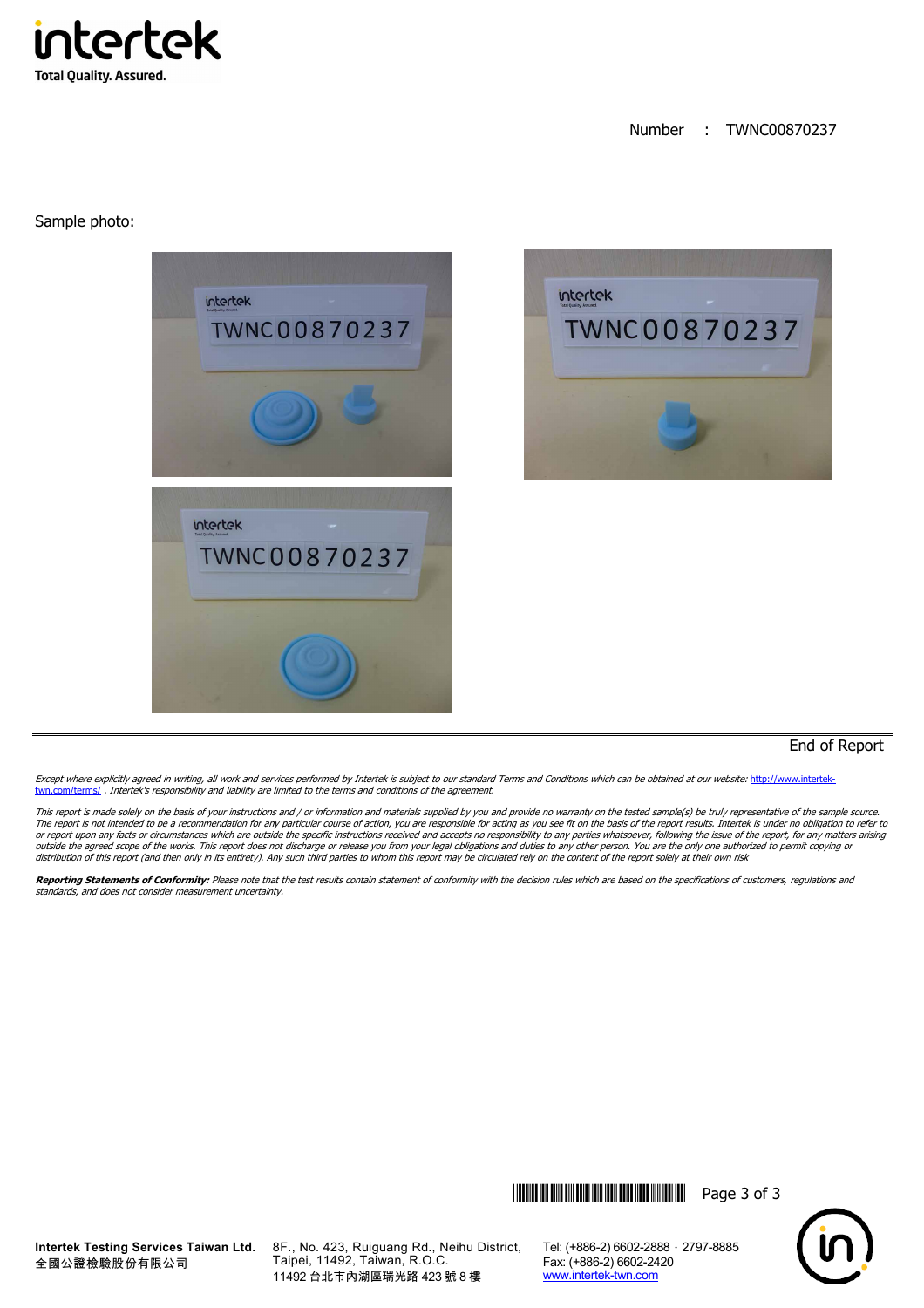Number : TWNC00870237

Sample photo:

End of Report

*Except where explicitly agreed in writing, all work and services performed by Intertek is subject to our standard Terms and Conditions which can be obtained at our website: http://www.intertek-twn.com/terms/ . Intertek's responsibility and liability are limited to the terms and conditions of the agreement.*

*This report is made solely on the basis of your instructions and / or information and materials supplied by you and provide no warranty on the tested sample(s) be truly representative of the sample source. The report is not intended to be a recommendation for any particular course of action, you are responsible for acting as you see fit on the basis of the report results. Intertek is under no obligation to refer to or report upon any facts or circumstances which are outside the specific instructions received and accepts no responsibility to any parties whatsoever, following the issue of the report, for any matters arising outside the agreed scope of the works. This report does not discharge or release you from your legal obligations and duties to any other person. You are the only one authorized to permit copying or distribution of this report (and then only in its entirety). Any such third parties to whom this report may be circulated rely on the content of the report solely at their own risk*

***Reporting Statements of Conformity:** Please note that the test results contain statement of conformity with the decision rules which are based on the specifications of customers, regulations and standards, and does not consider measurement uncertainty.*

**Intertek Testing Services Taiwan Ltd.**
全國公證檢驗股份有限公司

8F., No. 423, Ruiguang Rd., Neihu District, Taipei, 11492, Taiwan, R.O.C.
11492 台北市內湖區瑞光路 423 號 8 樓

Tel: (+886-2) 6602-2888 · 2797-8885
Fax: (+886-2) 6602-2420
www.intertek-twn.com